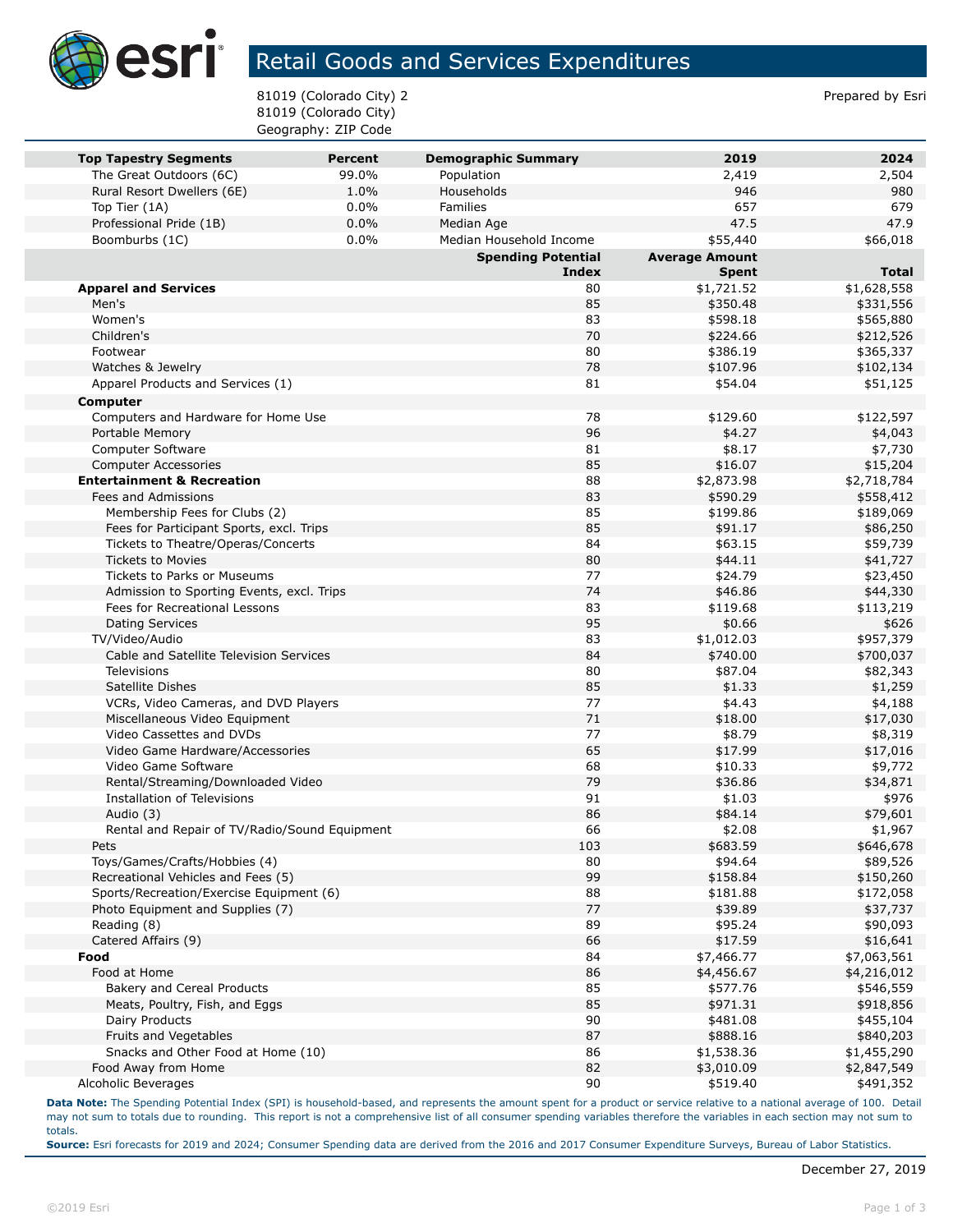# Retail Goods and Services Expenditures

81019 (Colorado City) 2
81019 (Colorado City)
Geography: ZIP Code

Prepared by Esri

| Top Tapestry Segments | Percent | Demographic Summary | 2019 | 2024 |
|---|---|---|---|---|
| The Great Outdoors (6C) | 99.0% | Population | 2,419 | 2,504 |
| Rural Resort Dwellers (6E) | 1.0% | Households | 946 | 980 |
| Top Tier (1A) | 0.0% | Families | 657 | 679 |
| Professional Pride (1B) | 0.0% | Median Age | 47.5 | 47.9 |
| Boomburbs (1C) | 0.0% | Median Household Income | $55,440 | $66,018 |

| | Spending Potential Index | Average Amount Spent | Total |
|---|---|---|---|
| **Apparel and Services** | 80 | $1,721.52 | $1,628,558 |
| Men's | 85 | $350.48 | $331,556 |
| Women's | 83 | $598.18 | $565,880 |
| Children's | 70 | $224.66 | $212,526 |
| Footwear | 80 | $386.19 | $365,337 |
| Watches & Jewelry | 78 | $107.96 | $102,134 |
| Apparel Products and Services (1) | 81 | $54.04 | $51,125 |
| **Computer** | | | |
| Computers and Hardware for Home Use | 78 | $129.60 | $122,597 |
| Portable Memory | 96 | $4.27 | $4,043 |
| Computer Software | 81 | $8.17 | $7,730 |
| Computer Accessories | 85 | $16.07 | $15,204 |
| **Entertainment & Recreation** | 88 | $2,873.98 | $2,718,784 |
| Fees and Admissions | 83 | $590.29 | $558,412 |
| Membership Fees for Clubs (2) | 85 | $199.86 | $189,069 |
| Fees for Participant Sports, excl. Trips | 85 | $91.17 | $86,250 |
| Tickets to Theatre/Operas/Concerts | 84 | $63.15 | $59,739 |
| Tickets to Movies | 80 | $44.11 | $41,727 |
| Tickets to Parks or Museums | 77 | $24.79 | $23,450 |
| Admission to Sporting Events, excl. Trips | 74 | $46.86 | $44,330 |
| Fees for Recreational Lessons | 83 | $119.68 | $113,219 |
| Dating Services | 95 | $0.66 | $626 |
| TV/Video/Audio | 83 | $1,012.03 | $957,379 |
| Cable and Satellite Television Services | 84 | $740.00 | $700,037 |
| Televisions | 80 | $87.04 | $82,343 |
| Satellite Dishes | 85 | $1.33 | $1,259 |
| VCRs, Video Cameras, and DVD Players | 77 | $4.43 | $4,188 |
| Miscellaneous Video Equipment | 71 | $18.00 | $17,030 |
| Video Cassettes and DVDs | 77 | $8.79 | $8,319 |
| Video Game Hardware/Accessories | 65 | $17.99 | $17,016 |
| Video Game Software | 68 | $10.33 | $9,772 |
| Rental/Streaming/Downloaded Video | 79 | $36.86 | $34,871 |
| Installation of Televisions | 91 | $1.03 | $976 |
| Audio (3) | 86 | $84.14 | $79,601 |
| Rental and Repair of TV/Radio/Sound Equipment | 66 | $2.08 | $1,967 |
| Pets | 103 | $683.59 | $646,678 |
| Toys/Games/Crafts/Hobbies (4) | 80 | $94.64 | $89,526 |
| Recreational Vehicles and Fees (5) | 99 | $158.84 | $150,260 |
| Sports/Recreation/Exercise Equipment (6) | 88 | $181.88 | $172,058 |
| Photo Equipment and Supplies (7) | 77 | $39.89 | $37,737 |
| Reading (8) | 89 | $95.24 | $90,093 |
| Catered Affairs (9) | 66 | $17.59 | $16,641 |
| **Food** | 84 | $7,466.77 | $7,063,561 |
| Food at Home | 86 | $4,456.67 | $4,216,012 |
| Bakery and Cereal Products | 85 | $577.76 | $546,559 |
| Meats, Poultry, Fish, and Eggs | 85 | $971.31 | $918,856 |
| Dairy Products | 90 | $481.08 | $455,104 |
| Fruits and Vegetables | 87 | $888.16 | $840,203 |
| Snacks and Other Food at Home (10) | 86 | $1,538.36 | $1,455,290 |
| Food Away from Home | 82 | $3,010.09 | $2,847,549 |
| Alcoholic Beverages | 90 | $519.40 | $491,352 |

**Data Note:** The Spending Potential Index (SPI) is household-based, and represents the amount spent for a product or service relative to a national average of 100. Detail may not sum to totals due to rounding. This report is not a comprehensive list of all consumer spending variables therefore the variables in each section may not sum to totals.
**Source:** Esri forecasts for 2019 and 2024; Consumer Spending data are derived from the 2016 and 2017 Consumer Expenditure Surveys, Bureau of Labor Statistics.

December 27, 2019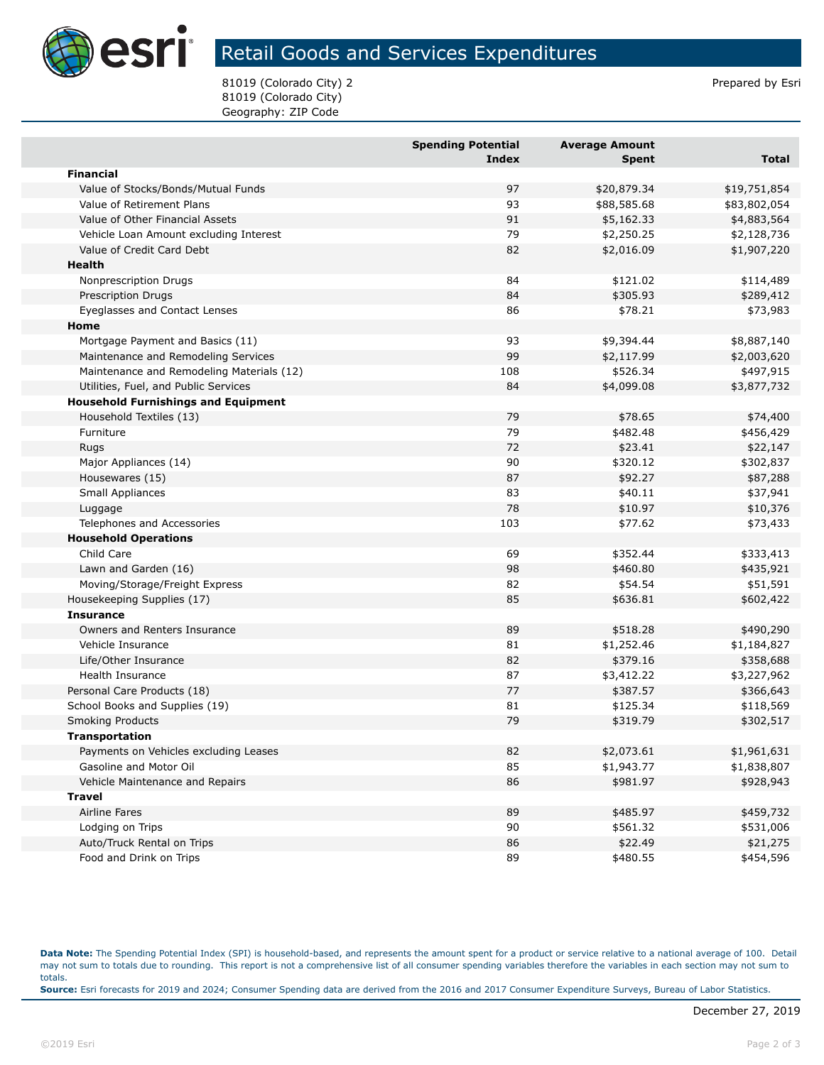# Retail Goods and Services Expenditures

81019 (Colorado City) 2
81019 (Colorado City)
Geography: ZIP Code

Prepared by Esri

| | Spending Potential Index | Average Amount Spent | Total |
|---|---|---|---|
| **Financial** | | | |
| Value of Stocks/Bonds/Mutual Funds | 97 | $20,879.34 | $19,751,854 |
| Value of Retirement Plans | 93 | $88,585.68 | $83,802,054 |
| Value of Other Financial Assets | 91 | $5,162.33 | $4,883,564 |
| Vehicle Loan Amount excluding Interest | 79 | $2,250.25 | $2,128,736 |
| Value of Credit Card Debt | 82 | $2,016.09 | $1,907,220 |
| **Health** | | | |
| Nonprescription Drugs | 84 | $121.02 | $114,489 |
| Prescription Drugs | 84 | $305.93 | $289,412 |
| Eyeglasses and Contact Lenses | 86 | $78.21 | $73,983 |
| **Home** | | | |
| Mortgage Payment and Basics (11) | 93 | $9,394.44 | $8,887,140 |
| Maintenance and Remodeling Services | 99 | $2,117.99 | $2,003,620 |
| Maintenance and Remodeling Materials (12) | 108 | $526.34 | $497,915 |
| Utilities, Fuel, and Public Services | 84 | $4,099.08 | $3,877,732 |
| **Household Furnishings and Equipment** | | | |
| Household Textiles (13) | 79 | $78.65 | $74,400 |
| Furniture | 79 | $482.48 | $456,429 |
| Rugs | 72 | $23.41 | $22,147 |
| Major Appliances (14) | 90 | $320.12 | $302,837 |
| Housewares (15) | 87 | $92.27 | $87,288 |
| Small Appliances | 83 | $40.11 | $37,941 |
| Luggage | 78 | $10.97 | $10,376 |
| Telephones and Accessories | 103 | $77.62 | $73,433 |
| **Household Operations** | | | |
| Child Care | 69 | $352.44 | $333,413 |
| Lawn and Garden (16) | 98 | $460.80 | $435,921 |
| Moving/Storage/Freight Express | 82 | $54.54 | $51,591 |
| Housekeeping Supplies (17) | 85 | $636.81 | $602,422 |
| **Insurance** | | | |
| Owners and Renters Insurance | 89 | $518.28 | $490,290 |
| Vehicle Insurance | 81 | $1,252.46 | $1,184,827 |
| Life/Other Insurance | 82 | $379.16 | $358,688 |
| Health Insurance | 87 | $3,412.22 | $3,227,962 |
| Personal Care Products (18) | 77 | $387.57 | $366,643 |
| School Books and Supplies (19) | 81 | $125.34 | $118,569 |
| Smoking Products | 79 | $319.79 | $302,517 |
| **Transportation** | | | |
| Payments on Vehicles excluding Leases | 82 | $2,073.61 | $1,961,631 |
| Gasoline and Motor Oil | 85 | $1,943.77 | $1,838,807 |
| Vehicle Maintenance and Repairs | 86 | $981.97 | $928,943 |
| **Travel** | | | |
| Airline Fares | 89 | $485.97 | $459,732 |
| Lodging on Trips | 90 | $561.32 | $531,006 |
| Auto/Truck Rental on Trips | 86 | $22.49 | $21,275 |
| Food and Drink on Trips | 89 | $480.55 | $454,596 |

**Data Note:** The Spending Potential Index (SPI) is household-based, and represents the amount spent for a product or service relative to a national average of 100. Detail may not sum to totals due to rounding. This report is not a comprehensive list of all consumer spending variables therefore the variables in each section may not sum to totals.
**Source:** Esri forecasts for 2019 and 2024; Consumer Spending data are derived from the 2016 and 2017 Consumer Expenditure Surveys, Bureau of Labor Statistics.

December 27, 2019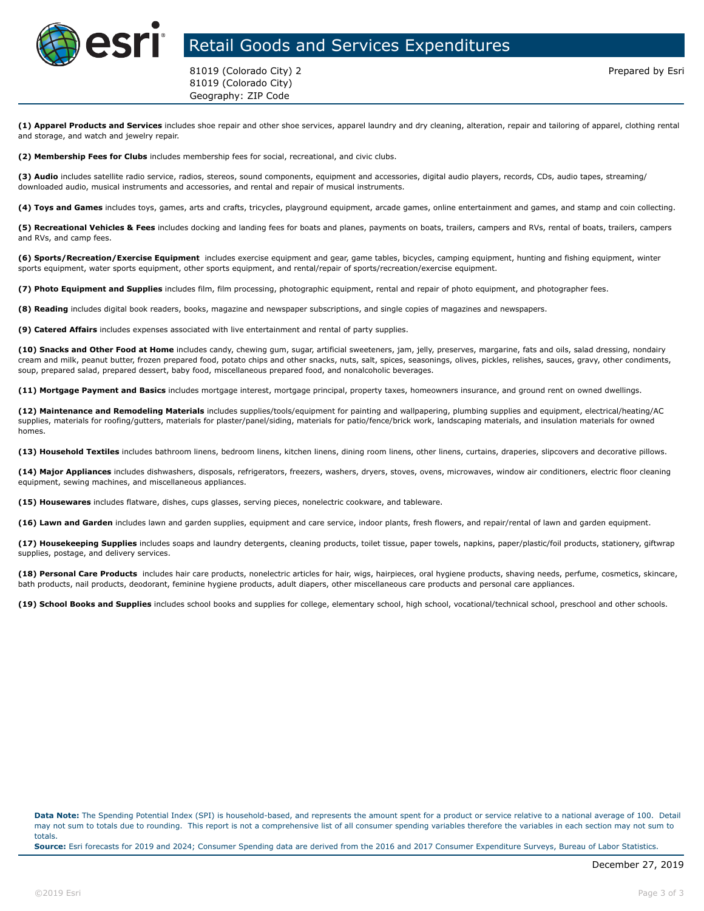# Retail Goods and Services Expenditures

81019 (Colorado City) 2
81019 (Colorado City)
Geography: ZIP Code

Prepared by Esri

**(1) Apparel Products and Services** includes shoe repair and other shoe services, apparel laundry and dry cleaning, alteration, repair and tailoring of apparel, clothing rental and storage, and watch and jewelry repair.

**(2) Membership Fees for Clubs** includes membership fees for social, recreational, and civic clubs.

**(3) Audio** includes satellite radio service, radios, stereos, sound components, equipment and accessories, digital audio players, records, CDs, audio tapes, streaming/ downloaded audio, musical instruments and accessories, and rental and repair of musical instruments.

**(4) Toys and Games** includes toys, games, arts and crafts, tricycles, playground equipment, arcade games, online entertainment and games, and stamp and coin collecting.

**(5) Recreational Vehicles & Fees** includes docking and landing fees for boats and planes, payments on boats, trailers, campers and RVs, rental of boats, trailers, campers and RVs, and camp fees.

**(6) Sports/Recreation/Exercise Equipment** includes exercise equipment and gear, game tables, bicycles, camping equipment, hunting and fishing equipment, winter sports equipment, water sports equipment, other sports equipment, and rental/repair of sports/recreation/exercise equipment.

**(7) Photo Equipment and Supplies** includes film, film processing, photographic equipment, rental and repair of photo equipment, and photographer fees.

**(8) Reading** includes digital book readers, books, magazine and newspaper subscriptions, and single copies of magazines and newspapers.

**(9) Catered Affairs** includes expenses associated with live entertainment and rental of party supplies.

**(10) Snacks and Other Food at Home** includes candy, chewing gum, sugar, artificial sweeteners, jam, jelly, preserves, margarine, fats and oils, salad dressing, nondairy cream and milk, peanut butter, frozen prepared food, potato chips and other snacks, nuts, salt, spices, seasonings, olives, pickles, relishes, sauces, gravy, other condiments, soup, prepared salad, prepared dessert, baby food, miscellaneous prepared food, and nonalcoholic beverages.

**(11) Mortgage Payment and Basics** includes mortgage interest, mortgage principal, property taxes, homeowners insurance, and ground rent on owned dwellings.

**(12) Maintenance and Remodeling Materials** includes supplies/tools/equipment for painting and wallpapering, plumbing supplies and equipment, electrical/heating/AC supplies, materials for roofing/gutters, materials for plaster/panel/siding, materials for patio/fence/brick work, landscaping materials, and insulation materials for owned homes.

**(13) Household Textiles** includes bathroom linens, bedroom linens, kitchen linens, dining room linens, other linens, curtains, draperies, slipcovers and decorative pillows.

**(14) Major Appliances** includes dishwashers, disposals, refrigerators, freezers, washers, dryers, stoves, ovens, microwaves, window air conditioners, electric floor cleaning equipment, sewing machines, and miscellaneous appliances.

**(15) Housewares** includes flatware, dishes, cups glasses, serving pieces, nonelectric cookware, and tableware.

**(16) Lawn and Garden** includes lawn and garden supplies, equipment and care service, indoor plants, fresh flowers, and repair/rental of lawn and garden equipment.

**(17) Housekeeping Supplies** includes soaps and laundry detergents, cleaning products, toilet tissue, paper towels, napkins, paper/plastic/foil products, stationery, giftwrap supplies, postage, and delivery services.

**(18) Personal Care Products** includes hair care products, nonelectric articles for hair, wigs, hairpieces, oral hygiene products, shaving needs, perfume, cosmetics, skincare, bath products, nail products, deodorant, feminine hygiene products, adult diapers, other miscellaneous care products and personal care appliances.

**(19) School Books and Supplies** includes school books and supplies for college, elementary school, high school, vocational/technical school, preschool and other schools.

**Data Note:** The Spending Potential Index (SPI) is household-based, and represents the amount spent for a product or service relative to a national average of 100. Detail may not sum to totals due to rounding. This report is not a comprehensive list of all consumer spending variables therefore the variables in each section may not sum to totals.
**Source:** Esri forecasts for 2019 and 2024; Consumer Spending data are derived from the 2016 and 2017 Consumer Expenditure Surveys, Bureau of Labor Statistics.

December 27, 2019